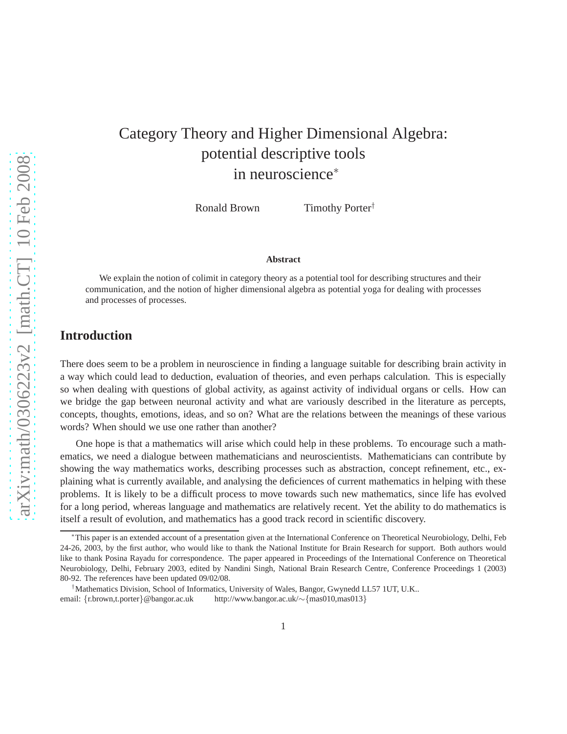# Category Theory and Higher Dimensional Algebra: potential descriptive tools in neuroscience*

Ronald Brown Timothy Porter[†]

**Abstract**

We explain the notion of colimit in category theory as a potential tool for describing structures and their communication, and the notion of higher dimensional algebra as potential yoga for dealing with processes and processes of processes.

## Introduction

There does seem to be a problem in neuroscience in finding a language suitable for describing brain activity in a way which could lead to deduction, evaluation of theories, and even perhaps calculation. This is especially so when dealing with questions of global activity, as against activity of individual organs or cells. How can we bridge the gap between neuronal activity and what are variously described in the literature as percepts, concepts, thoughts, emotions, ideas, and so on? What are the relations between the meanings of these various words? When should we use one rather than another?

One hope is that a mathematics will arise which could help in these problems. To encourage such a mathematics, we need a dialogue between mathematicians and neuroscientists. Mathematicians can contribute by showing the way mathematics works, describing processes such as abstraction, concept refinement, etc., explaining what is currently available, and analysing the deficiences of current mathematics in helping with these problems. It is likely to be a difficult process to move towards such new mathematics, since life has evolved for a long period, whereas language and mathematics are relatively recent. Yet the ability to do mathematics is itself a result of evolution, and mathematics has a good track record in scientific discovery.

*This paper is an extended account of a presentation given at the International Conference on Theoretical Neurobiology, Delhi, Feb 24-26, 2003, by the first author, who would like to thank the National Institute for Brain Research for support. Both authors would like to thank Posina Rayadu for correspondence. The paper appeared in Proceedings of the International Conference on Theoretical Neurobiology, Delhi, February 2003, edited by Nandini Singh, National Brain Research Centre, Conference Proceedings 1 (2003) 80-92. The references have been updated 09/02/08.

†Mathematics Division, School of Informatics, University of Wales, Bangor, Gwynedd LL57 1UT, U.K.. email: {r.brown,t.porter}@bangor.ac.uk http://www.bangor.ac.uk/∼{mas010,mas013}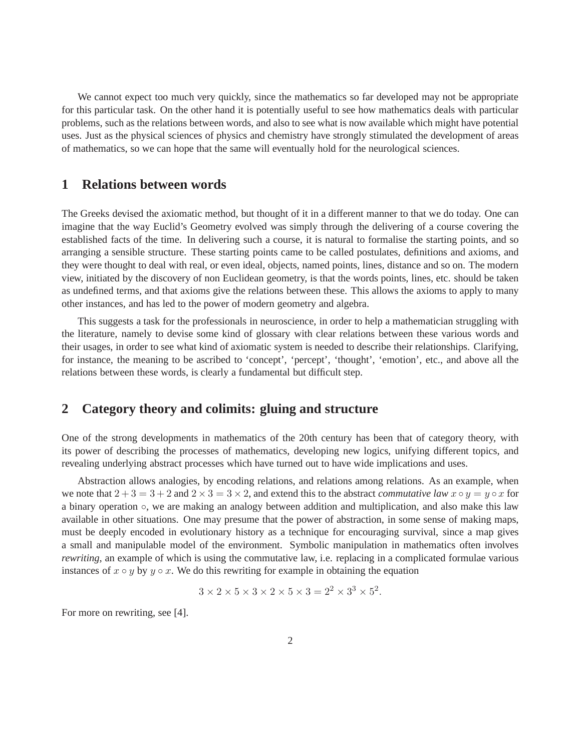We cannot expect too much very quickly, since the mathematics so far developed may not be appropriate for this particular task. On the other hand it is potentially useful to see how mathematics deals with particular problems, such as the relations between words, and also to see what is now available which might have potential uses. Just as the physical sciences of physics and chemistry have strongly stimulated the development of areas of mathematics, so we can hope that the same will eventually hold for the neurological sciences.

## 1 Relations between words

The Greeks devised the axiomatic method, but thought of it in a different manner to that we do today. One can imagine that the way Euclid's Geometry evolved was simply through the delivering of a course covering the established facts of the time. In delivering such a course, it is natural to formalise the starting points, and so arranging a sensible structure. These starting points came to be called postulates, definitions and axioms, and they were thought to deal with real, or even ideal, objects, named points, lines, distance and so on. The modern view, initiated by the discovery of non Euclidean geometry, is that the words points, lines, etc. should be taken as undefined terms, and that axioms give the relations between these. This allows the axioms to apply to many other instances, and has led to the power of modern geometry and algebra.

This suggests a task for the professionals in neuroscience, in order to help a mathematician struggling with the literature, namely to devise some kind of glossary with clear relations between these various words and their usages, in order to see what kind of axiomatic system is needed to describe their relationships. Clarifying, for instance, the meaning to be ascribed to 'concept', 'percept', 'thought', 'emotion', etc., and above all the relations between these words, is clearly a fundamental but difficult step.

## 2 Category theory and colimits: gluing and structure

One of the strong developments in mathematics of the 20th century has been that of category theory, with its power of describing the processes of mathematics, developing new logics, unifying different topics, and revealing underlying abstract processes which have turned out to have wide implications and uses.

Abstraction allows analogies, by encoding relations, and relations among relations. As an example, when we note that $2 + 3 = 3 + 2$ and $2 \times 3 = 3 \times 2$, and extend this to the abstract *commutative law* $x \circ y = y \circ x$ for a binary operation $\circ$, we are making an analogy between addition and multiplication, and also make this law available in other situations. One may presume that the power of abstraction, in some sense of making maps, must be deeply encoded in evolutionary history as a technique for encouraging survival, since a map gives a small and manipulable model of the environment. Symbolic manipulation in mathematics often involves *rewriting*, an example of which is using the commutative law, i.e. replacing in a complicated formulae various instances of $x \circ y$ by $y \circ x$. We do this rewriting for example in obtaining the equation

$$3 \times 2 \times 5 \times 3 \times 2 \times 5 \times 3 = 2^2 \times 3^3 \times 5^2.$$

For more on rewriting, see [4].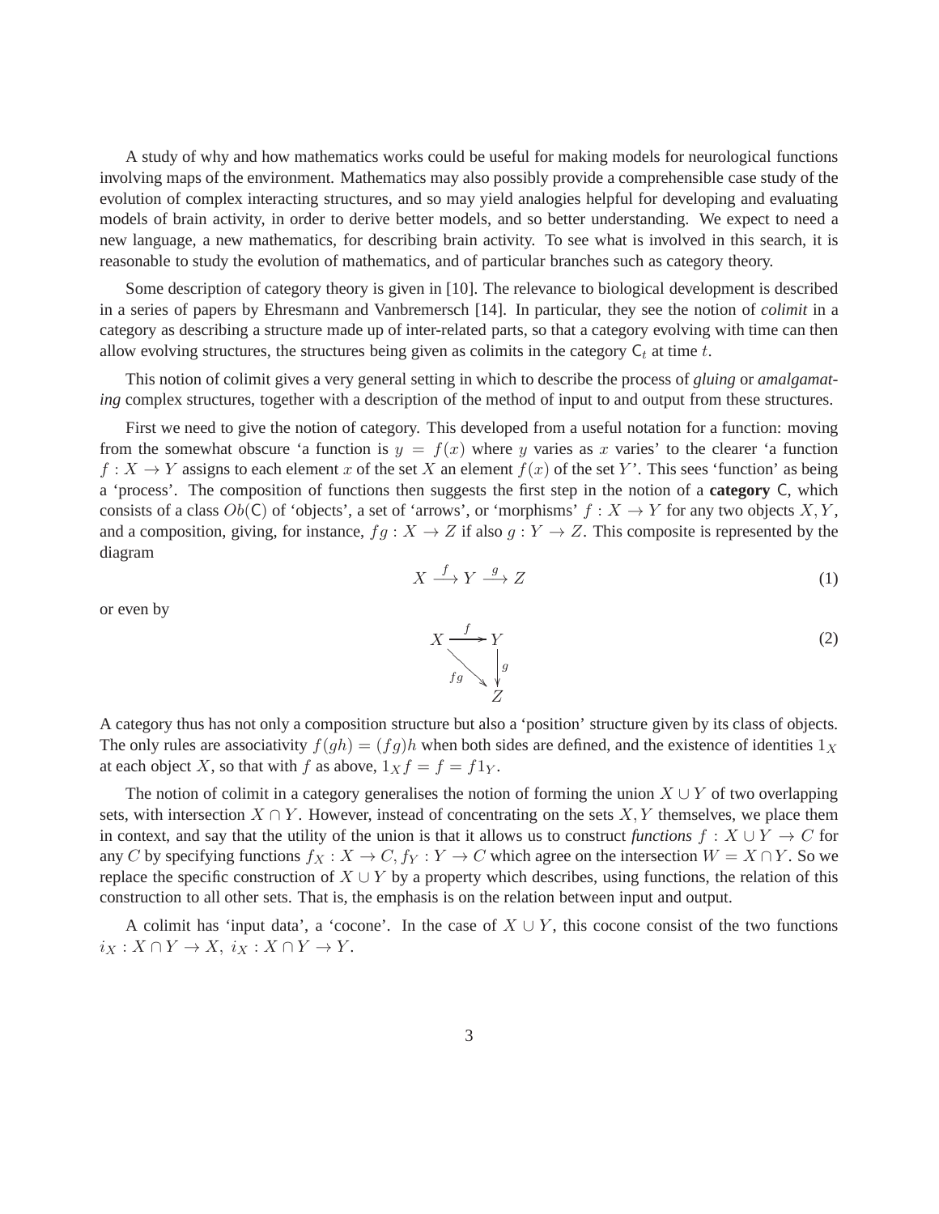A study of why and how mathematics works could be useful for making models for neurological functions involving maps of the environment. Mathematics may also possibly provide a comprehensible case study of the evolution of complex interacting structures, and so may yield analogies helpful for developing and evaluating models of brain activity, in order to derive better models, and so better understanding. We expect to need a new language, a new mathematics, for describing brain activity. To see what is involved in this search, it is reasonable to study the evolution of mathematics, and of particular branches such as category theory.

Some description of category theory is given in [10]. The relevance to biological development is described in a series of papers by Ehresmann and Vanbremersch [14]. In particular, they see the notion of *colimit* in a category as describing a structure made up of inter-related parts, so that a category evolving with time can then allow evolving structures, the structures being given as colimits in the category $\mathsf{C}_t$ at time $t$.

This notion of colimit gives a very general setting in which to describe the process of *gluing* or *amalgamating* complex structures, together with a description of the method of input to and output from these structures.

First we need to give the notion of category. This developed from a useful notation for a function: moving from the somewhat obscure 'a function is $y = f(x)$ where $y$ varies as $x$ varies' to the clearer 'a function $f : X \to Y$ assigns to each element $x$ of the set $X$ an element $f(x)$ of the set $Y$'. This sees 'function' as being a 'process'. The composition of functions then suggests the first step in the notion of a **category** $\mathsf{C}$, which consists of a class $Ob(\mathsf{C})$ of 'objects', a set of 'arrows', or 'morphisms' $f : X \to Y$ for any two objects $X, Y$, and a composition, giving, for instance, $fg : X \to Z$ if also $g : Y \to Z$. This composite is represented by the diagram

$$X \xrightarrow{f} Y \xrightarrow{g} Z \tag{1}$$

or even by

$$\begin{array}{ccc} X & \xrightarrow{f} & Y \\ & {\scriptstyle fg}\searrow & \downarrow{\scriptstyle g} \\ & & Z \end{array} \tag{2}$$

A category thus has not only a composition structure but also a 'position' structure given by its class of objects. The only rules are associativity $f(gh) = (fg)h$ when both sides are defined, and the existence of identities $1_X$ at each object $X$, so that with $f$ as above, $1_X f = f = f 1_Y$.

The notion of colimit in a category generalises the notion of forming the union $X \cup Y$ of two overlapping sets, with intersection $X \cap Y$. However, instead of concentrating on the sets $X, Y$ themselves, we place them in context, and say that the utility of the union is that it allows us to construct *functions* $f : X \cup Y \to C$ for any $C$ by specifying functions $f_X : X \to C, f_Y : Y \to C$ which agree on the intersection $W = X \cap Y$. So we replace the specific construction of $X \cup Y$ by a property which describes, using functions, the relation of this construction to all other sets. That is, the emphasis is on the relation between input and output.

A colimit has 'input data', a 'cocone'. In the case of $X \cup Y$, this cocone consist of the two functions $i_X : X \cap Y \to X,\ i_X : X \cap Y \to Y$.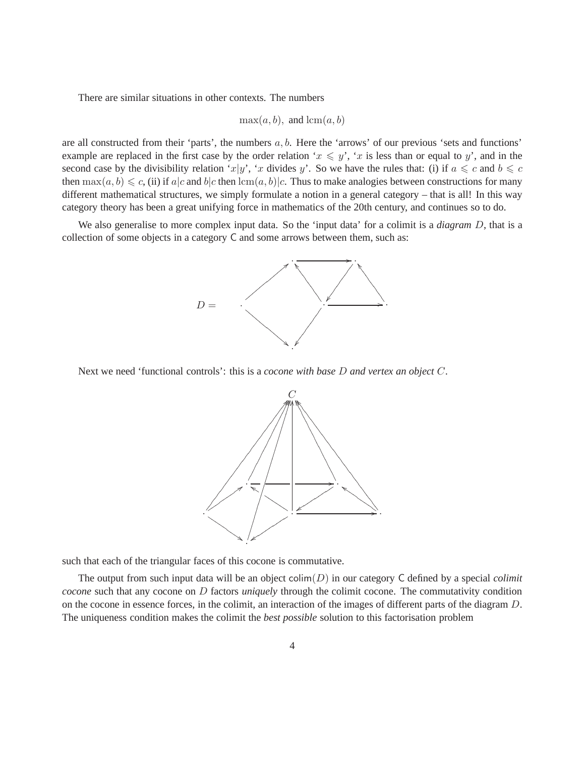There are similar situations in other contexts. The numbers

$$\max(a, b), \text{ and } \operatorname{lcm}(a, b)$$

are all constructed from their 'parts', the numbers $a, b$. Here the 'arrows' of our previous 'sets and functions' example are replaced in the first case by the order relation '$x \leqslant y$', '$x$ is less than or equal to $y$', and in the second case by the divisibility relation '$x|y$', '$x$ divides $y$'. So we have the rules that: (i) if $a \leqslant c$ and $b \leqslant c$ then $\max(a, b) \leqslant c$, (ii) if $a|c$ and $b|c$ then $\operatorname{lcm}(a, b)|c$. Thus to make analogies between constructions for many different mathematical structures, we simply formulate a notion in a general category – that is all! In this way category theory has been a great unifying force in mathematics of the 20th century, and continues so to do.

We also generalise to more complex input data. So the 'input data' for a colimit is a *diagram* $D$, that is a collection of some objects in a category $\mathsf{C}$ and some arrows between them, such as:

$D =$

Next we need 'functional controls': this is a *cocone with base* $D$ *and vertex an object* $C$.

such that each of the triangular faces of this cocone is commutative.

The output from such input data will be an object $\mathsf{colim}(D)$ in our category $\mathsf{C}$ defined by a special *colimit cocone* such that any cocone on $D$ factors *uniquely* through the colimit cocone. The commutativity condition on the cocone in essence forces, in the colimit, an interaction of the images of different parts of the diagram $D$. The uniqueness condition makes the colimit the *best possible* solution to this factorisation problem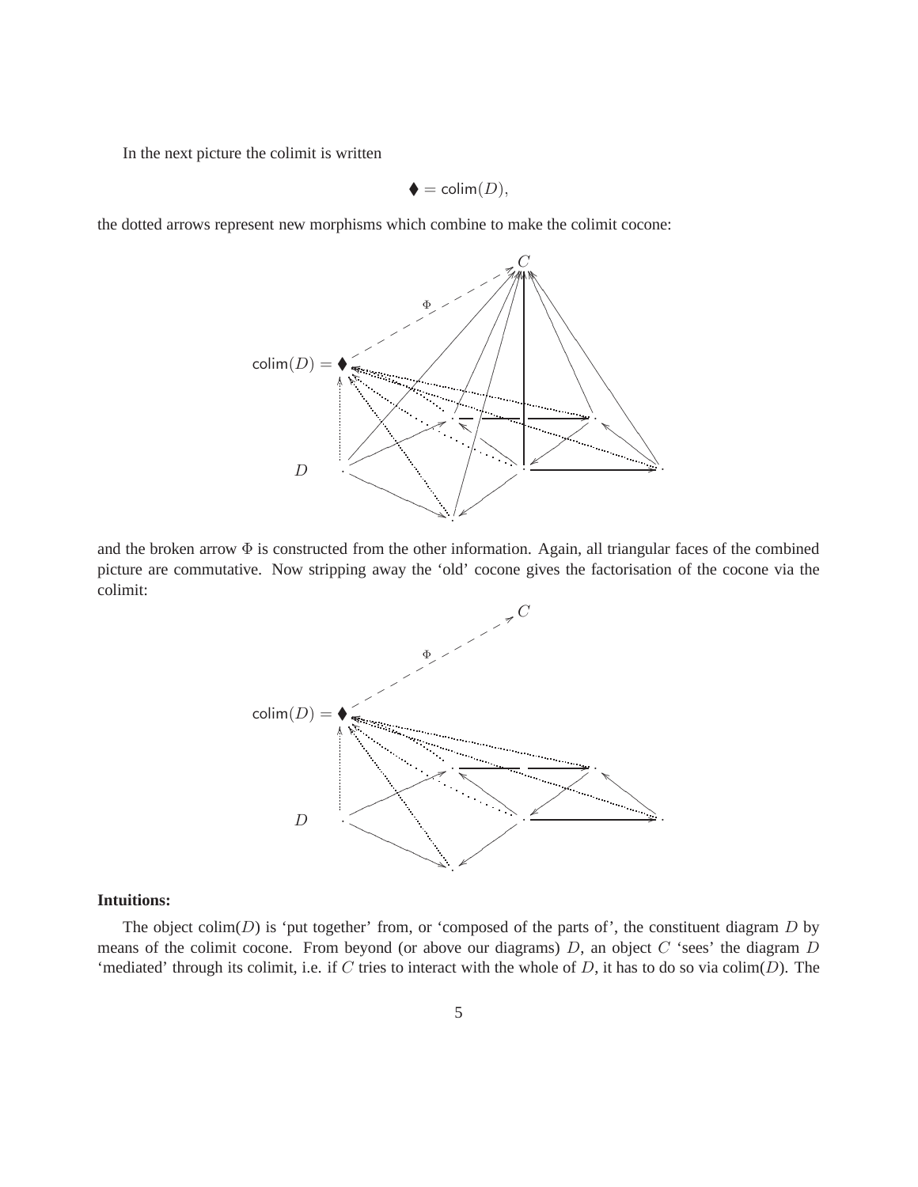In the next picture the colimit is written

$$\blacklozenge = \mathsf{colim}(D),$$

the dotted arrows represent new morphisms which combine to make the colimit cocone:

and the broken arrow $\Phi$ is constructed from the other information. Again, all triangular faces of the combined picture are commutative. Now stripping away the 'old' cocone gives the factorisation of the cocone via the colimit:

**Intuitions:**

The object colim($D$) is 'put together' from, or 'composed of the parts of', the constituent diagram $D$ by means of the colimit cocone. From beyond (or above our diagrams) $D$, an object $C$ 'sees' the diagram $D$ 'mediated' through its colimit, i.e. if $C$ tries to interact with the whole of $D$, it has to do so via colim($D$). The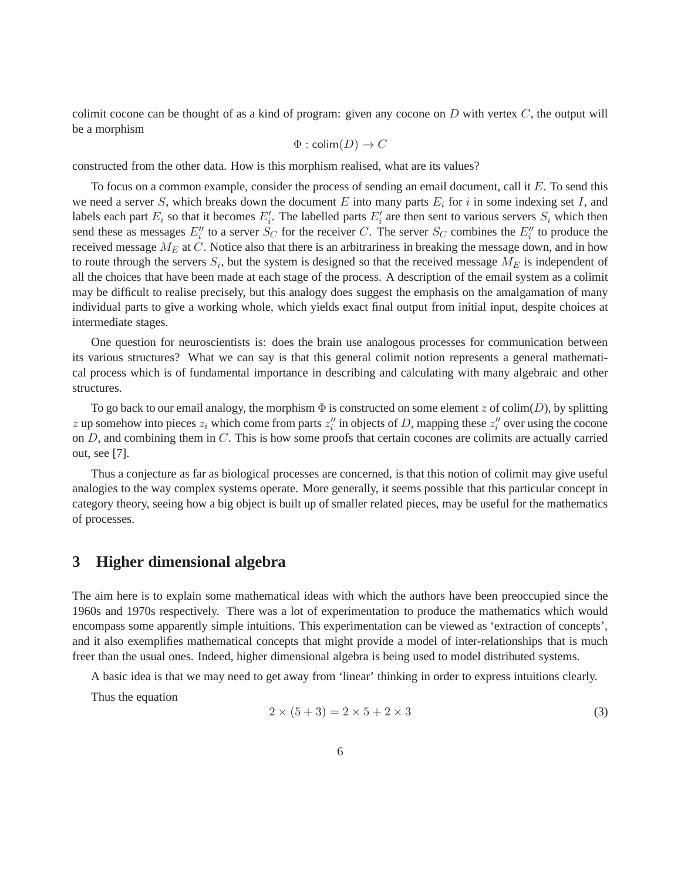colimit cocone can be thought of as a kind of program: given any cocone on $D$ with vertex $C$, the output will be a morphism

$$\Phi : \mathsf{colim}(D) \to C$$

constructed from the other data. How is this morphism realised, what are its values?

To focus on a common example, consider the process of sending an email document, call it $E$. To send this we need a server $S$, which breaks down the document $E$ into many parts $E_i$ for $i$ in some indexing set $I$, and labels each part $E_i$ so that it becomes $E'_i$. The labelled parts $E'_i$ are then sent to various servers $S_i$ which then send these as messages $E''_i$ to a server $S_C$ for the receiver $C$. The server $S_C$ combines the $E''_i$ to produce the received message $M_E$ at $C$. Notice also that there is an arbitrariness in breaking the message down, and in how to route through the servers $S_i$, but the system is designed so that the received message $M_E$ is independent of all the choices that have been made at each stage of the process. A description of the email system as a colimit may be difficult to realise precisely, but this analogy does suggest the emphasis on the amalgamation of many individual parts to give a working whole, which yields exact final output from initial input, despite choices at intermediate stages.

One question for neuroscientists is: does the brain use analogous processes for communication between its various structures? What we can say is that this general colimit notion represents a general mathematical process which is of fundamental importance in describing and calculating with many algebraic and other structures.

To go back to our email analogy, the morphism $\Phi$ is constructed on some element $z$ of colim($D$), by splitting $z$ up somehow into pieces $z_i$ which come from parts $z''_i$ in objects of $D$, mapping these $z''_i$ over using the cocone on $D$, and combining them in $C$. This is how some proofs that certain cocones are colimits are actually carried out, see [7].

Thus a conjecture as far as biological processes are concerned, is that this notion of colimit may give useful analogies to the way complex systems operate. More generally, it seems possible that this particular concept in category theory, seeing how a big object is built up of smaller related pieces, may be useful for the mathematics of processes.

## 3 Higher dimensional algebra

The aim here is to explain some mathematical ideas with which the authors have been preoccupied since the 1960s and 1970s respectively. There was a lot of experimentation to produce the mathematics which would encompass some apparently simple intuitions. This experimentation can be viewed as 'extraction of concepts', and it also exemplifies mathematical concepts that might provide a model of inter-relationships that is much freer than the usual ones. Indeed, higher dimensional algebra is being used to model distributed systems.

A basic idea is that we may need to get away from 'linear' thinking in order to express intuitions clearly.

Thus the equation

$$2 \times (5 + 3) = 2 \times 5 + 2 \times 3 \tag{3}$$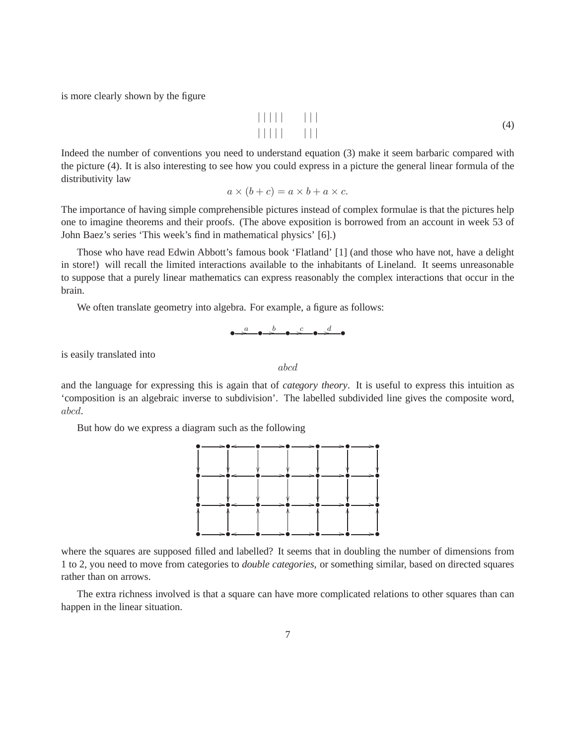is more clearly shown by the figure

$$
\begin{array}{c}
| \; | \; | \; | \; | \qquad | \; | \; | \\
| \; | \; | \; | \; | \qquad | \; | \; |
\end{array}
\tag{4}
$$

Indeed the number of conventions you need to understand equation (3) make it seem barbaric compared with the picture (4). It is also interesting to see how you could express in a picture the general linear formula of the distributivity law

$$a \times (b + c) = a \times b + a \times c.$$

The importance of having simple comprehensible pictures instead of complex formulae is that the pictures help one to imagine theorems and their proofs. (The above exposition is borrowed from an account in week 53 of John Baez's series 'This week's find in mathematical physics' [6].)

Those who have read Edwin Abbott's famous book 'Flatland' [1] (and those who have not, have a delight in store!) will recall the limited interactions available to the inhabitants of Lineland. It seems unreasonable to suppose that a purely linear mathematics can express reasonably the complex interactions that occur in the brain.

We often translate geometry into algebra. For example, a figure as follows:

$$\bullet \xrightarrow{a} \bullet \xrightarrow{b} \bullet \xrightarrow{c} \bullet \xrightarrow{d} \bullet$$

is easily translated into

$$abcd$$

and the language for expressing this is again that of *category theory*. It is useful to express this intuition as 'composition is an algebraic inverse to subdivision'. The labelled subdivided line gives the composite word, $abcd$.

But how do we express a diagram such as the following

$$
\begin{array}{ccccccccccccc}
\bullet & \rightarrow & \bullet & \leftarrow & \bullet & \rightarrow & \bullet & \rightarrow & \bullet & \rightarrow & \bullet & \rightarrow & \bullet \\
\downarrow & & \downarrow & & \downarrow & & \downarrow & & \downarrow & & \downarrow & & \downarrow \\
\bullet & \rightarrow & \bullet & \leftarrow & \bullet & \rightarrow & \bullet & \rightarrow & \bullet & \rightarrow & \bullet & \rightarrow & \bullet \\
\downarrow & & \downarrow & & \downarrow & & \downarrow & & \downarrow & & \downarrow & & \downarrow \\
\bullet & \rightarrow & \bullet & \leftarrow & \bullet & \rightarrow & \bullet & \rightarrow & \bullet & \rightarrow & \bullet & \rightarrow & \bullet \\
\uparrow & & \uparrow & & \uparrow & & \uparrow & & \uparrow & & \uparrow & & \uparrow \\
\bullet & \rightarrow & \bullet & \leftarrow & \bullet & \rightarrow & \bullet & \rightarrow & \bullet & \rightarrow & \bullet & \rightarrow & \bullet
\end{array}
$$

where the squares are supposed filled and labelled? It seems that in doubling the number of dimensions from 1 to 2, you need to move from categories to *double categories*, or something similar, based on directed squares rather than on arrows.

The extra richness involved is that a square can have more complicated relations to other squares than can happen in the linear situation.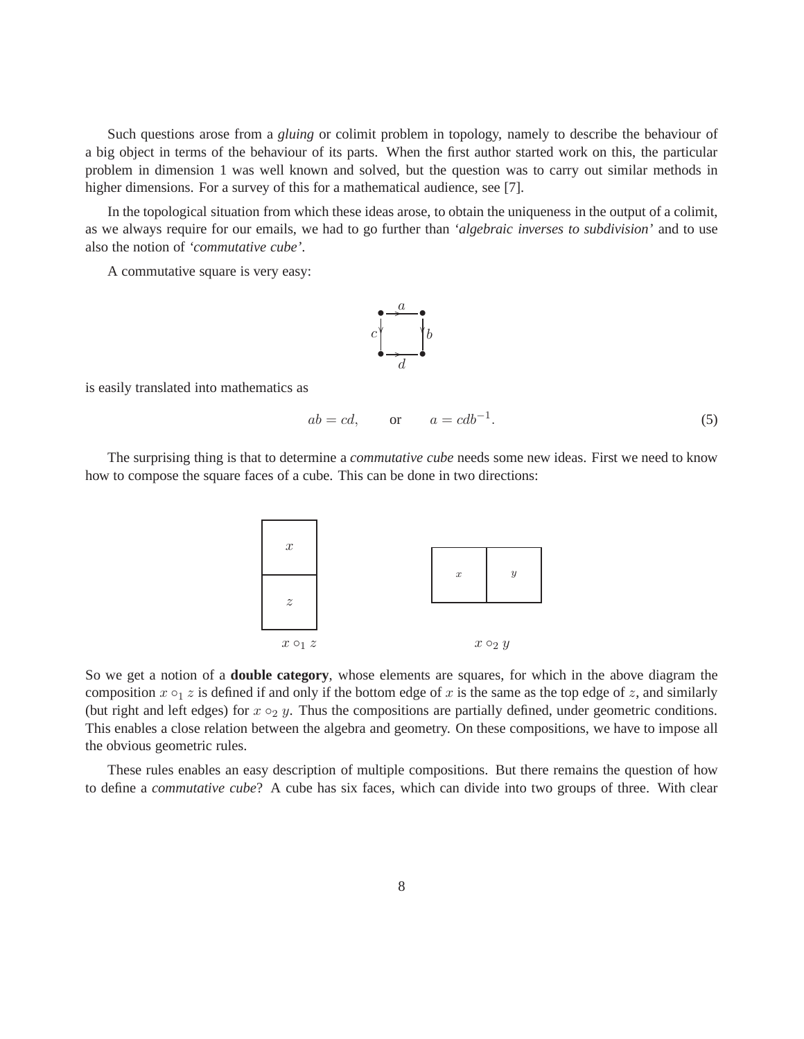Such questions arose from a *gluing* or colimit problem in topology, namely to describe the behaviour of a big object in terms of the behaviour of its parts. When the first author started work on this, the particular problem in dimension 1 was well known and solved, but the question was to carry out similar methods in higher dimensions. For a survey of this for a mathematical audience, see [7].

In the topological situation from which these ideas arose, to obtain the uniqueness in the output of a colimit, as we always require for our emails, we had to go further than *'algebraic inverses to subdivision'* and to use also the notion of *'commutative cube'*.

A commutative square is very easy:

$$\begin{array}{ccc} \bullet & \xrightarrow{a} & \bullet \\ {\scriptstyle c}\downarrow & & \uparrow{\scriptstyle b} \\ \bullet & \xrightarrow[d]{} & \bullet \end{array}$$

is easily translated into mathematics as

$$ab = cd, \qquad \text{or} \qquad a = cdb^{-1}. \tag{5}$$

The surprising thing is that to determine a *commutative cube* needs some new ideas. First we need to know how to compose the square faces of a cube. This can be done in two directions:

$$\begin{array}{|c|}\hline x \\ \hline z \\ \hline \end{array} \qquad\qquad \begin{array}{|c|c|}\hline x & y \\ \hline \end{array}$$

$$x \circ_1 z \qquad\qquad\qquad x \circ_2 y$$

So we get a notion of a **double category**, whose elements are squares, for which in the above diagram the composition $x \circ_1 z$ is defined if and only if the bottom edge of $x$ is the same as the top edge of $z$, and similarly (but right and left edges) for $x \circ_2 y$. Thus the compositions are partially defined, under geometric conditions. This enables a close relation between the algebra and geometry. On these compositions, we have to impose all the obvious geometric rules.

These rules enables an easy description of multiple compositions. But there remains the question of how to define a *commutative cube*? A cube has six faces, which can divide into two groups of three. With clear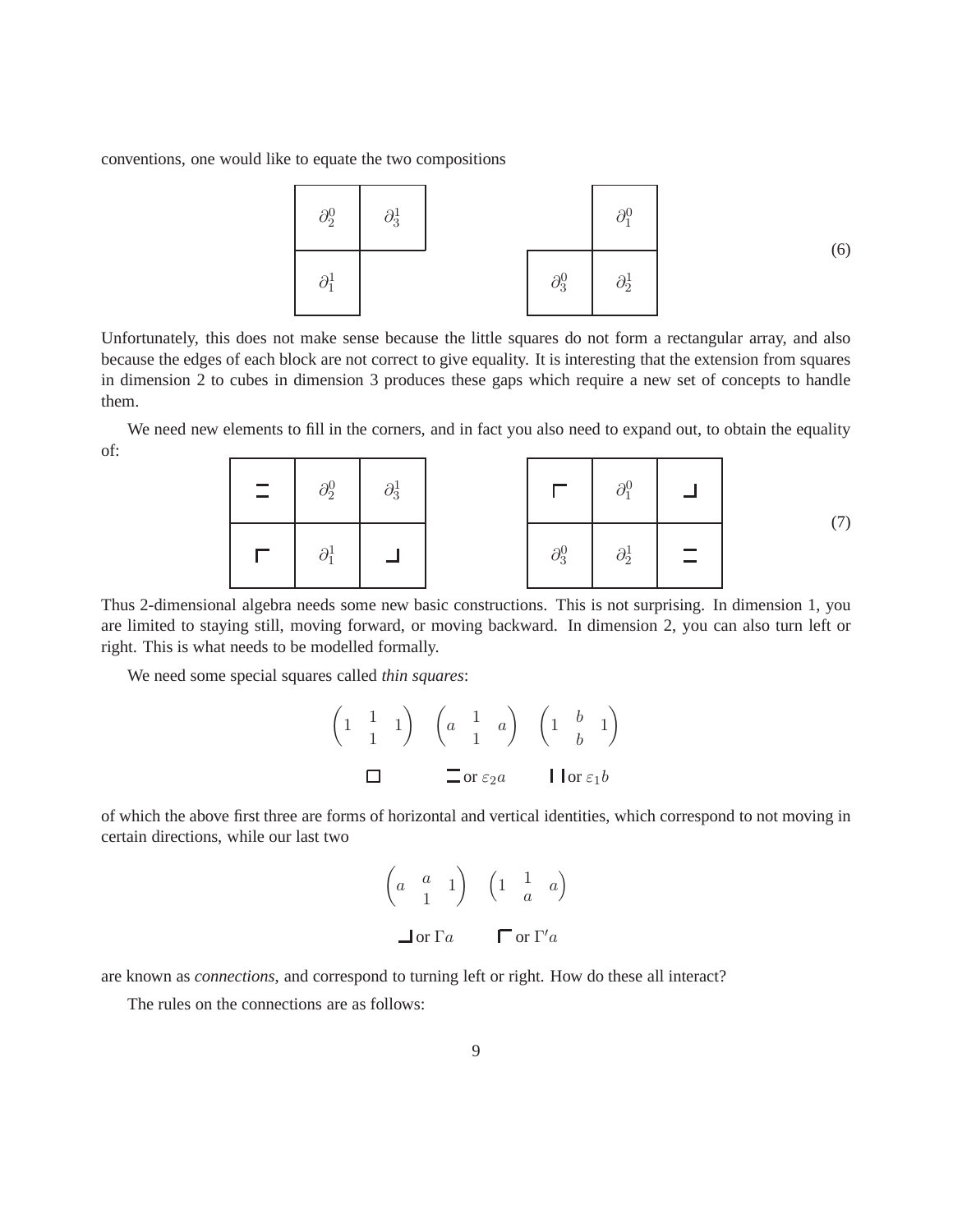conventions, one would like to equate the two compositions

$$
\begin{array}{|c|c|}
\hline
\partial_2^0 & \partial_3^1 \\
\hline
\partial_1^1 & \\
\cline{1-1}
\end{array}
\qquad\qquad
\begin{array}{c|c|}
\cline{2-2}
 & \partial_1^0 \\
\hline
\multicolumn{1}{|c|}{\partial_3^0} & \partial_2^1 \\
\hline
\end{array}
\tag{6}
$$

Unfortunately, this does not make sense because the little squares do not form a rectangular array, and also because the edges of each block are not correct to give equality. It is interesting that the extension from squares in dimension 2 to cubes in dimension 3 produces these gaps which require a new set of concepts to handle them.

We need new elements to fill in the corners, and in fact you also need to expand out, to obtain the equality of:

$$
\begin{array}{|c|c|c|}
\hline
= & \partial_2^0 & \partial_3^1 \\
\hline
\ulcorner & \partial_1^1 & \lrcorner \\
\hline
\end{array}
\qquad\qquad
\begin{array}{|c|c|c|}
\hline
\ulcorner & \partial_1^0 & \lrcorner \\
\hline
\partial_3^0 & \partial_2^1 & = \\
\hline
\end{array}
\tag{7}
$$

Thus 2-dimensional algebra needs some new basic constructions. This is not surprising. In dimension 1, you are limited to staying still, moving forward, or moving backward. In dimension 2, you can also turn left or right. This is what needs to be modelled formally.

We need some special squares called *thin squares*:

$$
\begin{pmatrix} 1 & \overset{1}{\underset{1}{}} & 1 \end{pmatrix} \quad \begin{pmatrix} a & \overset{1}{\underset{1}{}} & a \end{pmatrix} \quad \begin{pmatrix} 1 & \overset{b}{\underset{b}{}} & 1 \end{pmatrix}
$$

$$
\square \qquad\qquad = \text{ or } \varepsilon_2 a \qquad\qquad | \, | \text{ or } \varepsilon_1 b
$$

of which the above first three are forms of horizontal and vertical identities, which correspond to not moving in certain directions, while our last two

$$
\begin{pmatrix} a & \overset{a}{\underset{1}{}} & 1 \end{pmatrix} \quad \begin{pmatrix} 1 & \overset{1}{\underset{a}{}} & a \end{pmatrix}
$$

$$
\lrcorner \text{ or } \Gamma a \qquad\qquad \ulcorner \text{ or } \Gamma' a
$$

are known as *connections*, and correspond to turning left or right. How do these all interact?

The rules on the connections are as follows: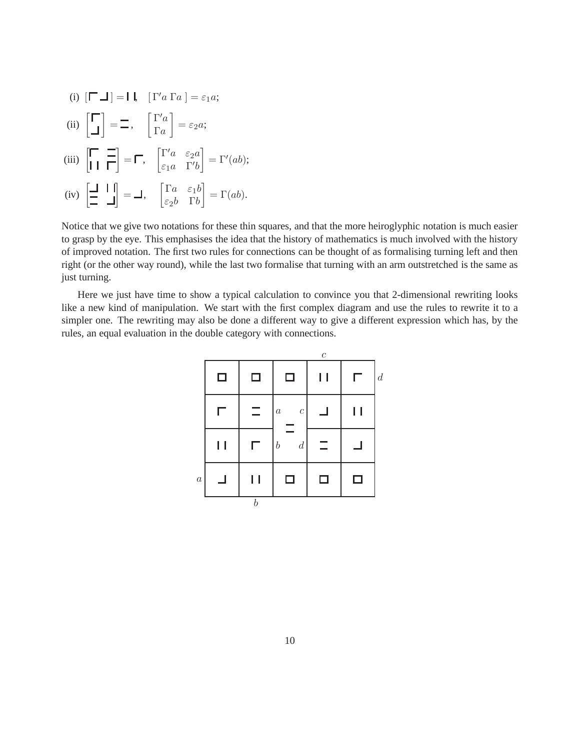(i) $[\ulcorner\ \lrcorner\,] = \mid\,\mid$, $\quad [\,\Gamma' a\ \Gamma a\,] = \varepsilon_1 a$;

(ii) $\begin{bmatrix} \ulcorner \\ \lrcorner \end{bmatrix} = \,=\,$, $\quad \begin{bmatrix} \Gamma' a \\ \Gamma a \end{bmatrix} = \varepsilon_2 a$;

(iii) $\begin{bmatrix} \ulcorner & = \\ \mid\,\mid & \ulcorner \end{bmatrix} = \ulcorner$, $\quad \begin{bmatrix} \Gamma' a & \varepsilon_2 a \\ \varepsilon_1 a & \Gamma' b \end{bmatrix} = \Gamma'(ab)$;

(iv) $\begin{bmatrix} \lrcorner & \mid\,\mid \\ = & \lrcorner \end{bmatrix} = \lrcorner$, $\quad \begin{bmatrix} \Gamma a & \varepsilon_1 b \\ \varepsilon_2 b & \Gamma b \end{bmatrix} = \Gamma(ab)$.

Notice that we give two notations for these thin squares, and that the more heiroglyphic notation is much easier to grasp by the eye. This emphasises the idea that the history of mathematics is much involved with the history of improved notation. The first two rules for connections can be thought of as formalising turning left and then right (or the other way round), while the last two formalise that turning with an arm outstretched is the same as just turning.

Here we just have time to show a typical calculation to convince you that 2-dimensional rewriting looks like a new kind of manipulation. We start with the first complex diagram and use the rules to rewrite it to a simpler one. The rewriting may also be done a different way to give a different expression which has, by the rules, an equal evaluation in the double category with connections.

|  |  |  | $c$ |  |  |
|---|---|---|---|---|---|
| □ | □ | □ | $\mid\,\mid$ | $\ulcorner$ | $d$ |
| $\ulcorner$ | $=$ | $a$ $c$ / $=$ / $b$ $d$ | $\lrcorner$ | $\mid\,\mid$ |  |
| $\mid\,\mid$ | $\ulcorner$ |  | $=$ | $\lrcorner$ |  |
| $\lrcorner$ | $\mid\,\mid$ | □ | □ | □ | $a$ (left) |
|  | $b$ |  |  |  |  |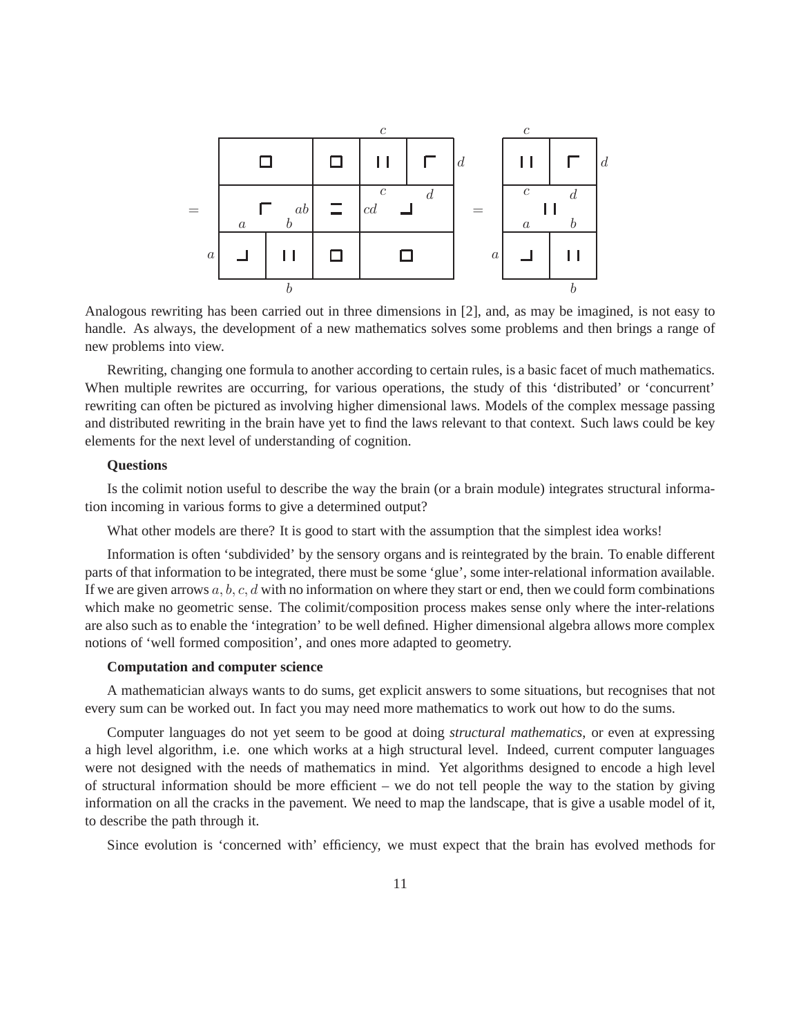Analogous rewriting has been carried out in three dimensions in [2], and, as may be imagined, is not easy to handle. As always, the development of a new mathematics solves some problems and then brings a range of new problems into view.

Rewriting, changing one formula to another according to certain rules, is a basic facet of much mathematics. When multiple rewrites are occurring, for various operations, the study of this 'distributed' or 'concurrent' rewriting can often be pictured as involving higher dimensional laws. Models of the complex message passing and distributed rewriting in the brain have yet to find the laws relevant to that context. Such laws could be key elements for the next level of understanding of cognition.

**Questions**

Is the colimit notion useful to describe the way the brain (or a brain module) integrates structural information incoming in various forms to give a determined output?

What other models are there? It is good to start with the assumption that the simplest idea works!

Information is often 'subdivided' by the sensory organs and is reintegrated by the brain. To enable different parts of that information to be integrated, there must be some 'glue', some inter-relational information available. If we are given arrows $a, b, c, d$ with no information on where they start or end, then we could form combinations which make no geometric sense. The colimit/composition process makes sense only where the inter-relations are also such as to enable the 'integration' to be well defined. Higher dimensional algebra allows more complex notions of 'well formed composition', and ones more adapted to geometry.

**Computation and computer science**

A mathematician always wants to do sums, get explicit answers to some situations, but recognises that not every sum can be worked out. In fact you may need more mathematics to work out how to do the sums.

Computer languages do not yet seem to be good at doing *structural mathematics*, or even at expressing a high level algorithm, i.e. one which works at a high structural level. Indeed, current computer languages were not designed with the needs of mathematics in mind. Yet algorithms designed to encode a high level of structural information should be more efficient – we do not tell people the way to the station by giving information on all the cracks in the pavement. We need to map the landscape, that is give a usable model of it, to describe the path through it.

Since evolution is 'concerned with' efficiency, we must expect that the brain has evolved methods for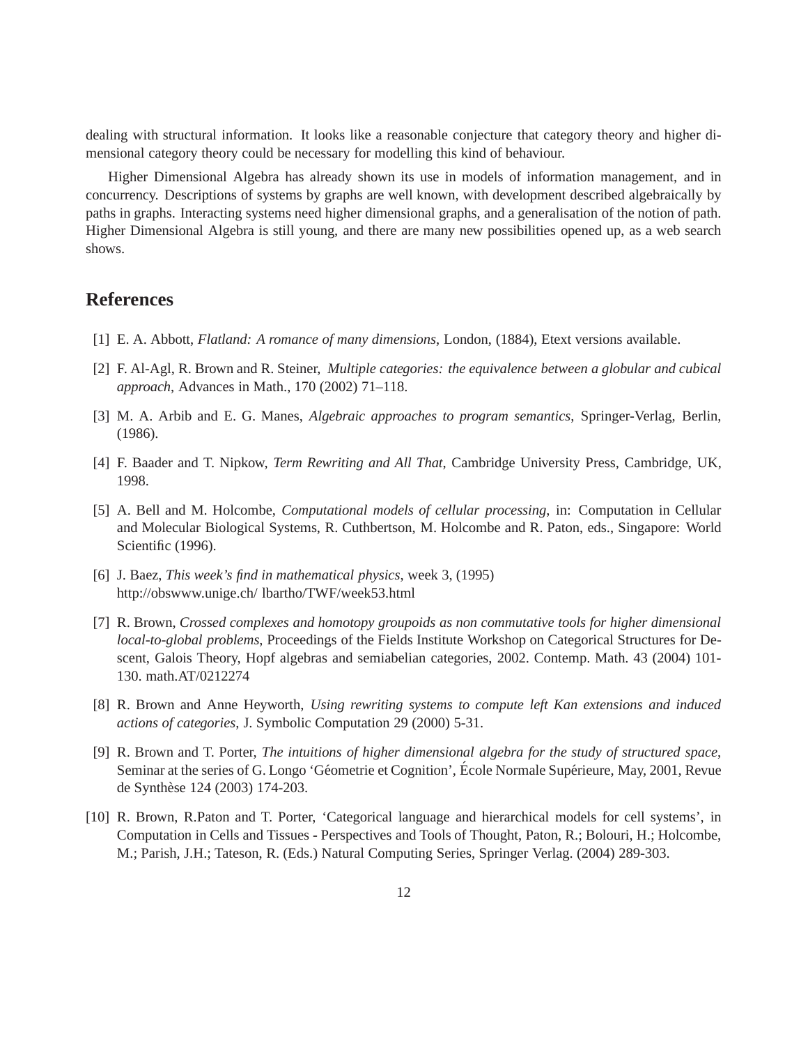dealing with structural information. It looks like a reasonable conjecture that category theory and higher dimensional category theory could be necessary for modelling this kind of behaviour.

Higher Dimensional Algebra has already shown its use in models of information management, and in concurrency. Descriptions of systems by graphs are well known, with development described algebraically by paths in graphs. Interacting systems need higher dimensional graphs, and a generalisation of the notion of path. Higher Dimensional Algebra is still young, and there are many new possibilities opened up, as a web search shows.

## References

[1] E. A. Abbott, *Flatland: A romance of many dimensions*, London, (1884), Etext versions available.

[2] F. Al-Agl, R. Brown and R. Steiner, *Multiple categories: the equivalence between a globular and cubical approach*, Advances in Math., 170 (2002) 71–118.

[3] M. A. Arbib and E. G. Manes, *Algebraic approaches to program semantics*, Springer-Verlag, Berlin, (1986).

[4] F. Baader and T. Nipkow, *Term Rewriting and All That*, Cambridge University Press, Cambridge, UK, 1998.

[5] A. Bell and M. Holcombe, *Computational models of cellular processing*, in: Computation in Cellular and Molecular Biological Systems, R. Cuthbertson, M. Holcombe and R. Paton, eds., Singapore: World Scientific (1996).

[6] J. Baez, *This week's find in mathematical physics*, week 3, (1995) http://obswww.unige.ch/ lbartho/TWF/week53.html

[7] R. Brown, *Crossed complexes and homotopy groupoids as non commutative tools for higher dimensional local-to-global problems*, Proceedings of the Fields Institute Workshop on Categorical Structures for Descent, Galois Theory, Hopf algebras and semiabelian categories, 2002. Contemp. Math. 43 (2004) 101-130. math.AT/0212274

[8] R. Brown and Anne Heyworth, *Using rewriting systems to compute left Kan extensions and induced actions of categories*, J. Symbolic Computation 29 (2000) 5-31.

[9] R. Brown and T. Porter, *The intuitions of higher dimensional algebra for the study of structured space*, Seminar at the series of G. Longo 'Géometrie et Cognition', École Normale Supérieure, May, 2001, Revue de Synthèse 124 (2003) 174-203.

[10] R. Brown, R.Paton and T. Porter, 'Categorical language and hierarchical models for cell systems', in Computation in Cells and Tissues - Perspectives and Tools of Thought, Paton, R.; Bolouri, H.; Holcombe, M.; Parish, J.H.; Tateson, R. (Eds.) Natural Computing Series, Springer Verlag. (2004) 289-303.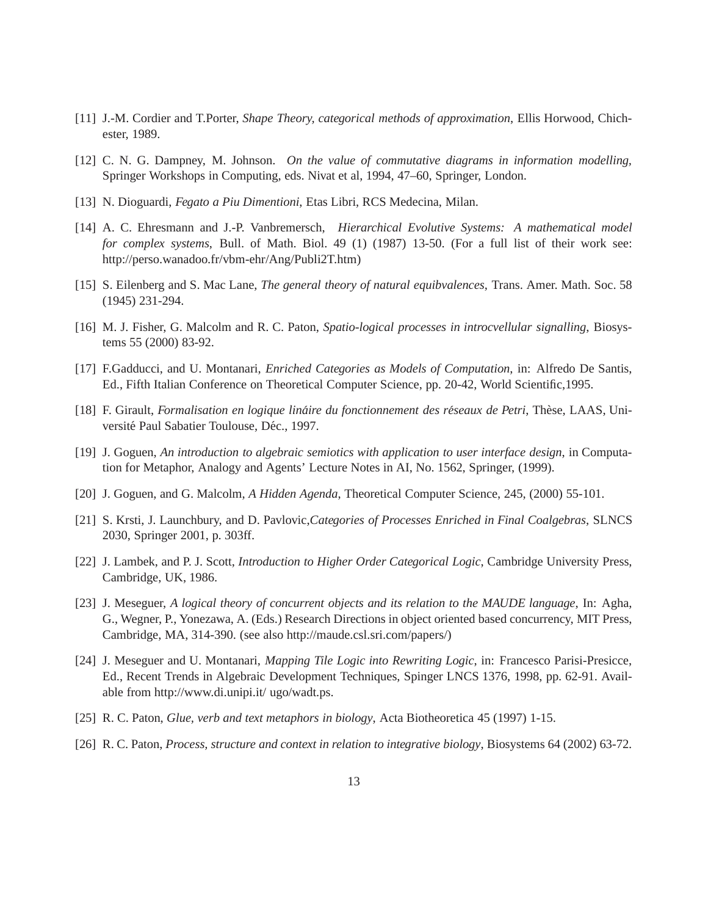[11] J.-M. Cordier and T.Porter, *Shape Theory, categorical methods of approximation*, Ellis Horwood, Chichester, 1989.

[12] C. N. G. Dampney, M. Johnson. *On the value of commutative diagrams in information modelling*, Springer Workshops in Computing, eds. Nivat et al, 1994, 47–60, Springer, London.

[13] N. Dioguardi, *Fegato a Piu Dimentioni*, Etas Libri, RCS Medecina, Milan.

[14] A. C. Ehresmann and J.-P. Vanbremersch, *Hierarchical Evolutive Systems: A mathematical model for complex systems*, Bull. of Math. Biol. 49 (1) (1987) 13-50. (For a full list of their work see: http://perso.wanadoo.fr/vbm-ehr/Ang/Publi2T.htm)

[15] S. Eilenberg and S. Mac Lane, *The general theory of natural equibvalences*, Trans. Amer. Math. Soc. 58 (1945) 231-294.

[16] M. J. Fisher, G. Malcolm and R. C. Paton, *Spatio-logical processes in introcvellular signalling*, Biosystems 55 (2000) 83-92.

[17] F.Gadducci, and U. Montanari, *Enriched Categories as Models of Computation*, in: Alfredo De Santis, Ed., Fifth Italian Conference on Theoretical Computer Science, pp. 20-42, World Scientific,1995.

[18] F. Girault, *Formalisation en logique lináire du fonctionnement des réseaux de Petri*, Thèse, LAAS, Université Paul Sabatier Toulouse, Déc., 1997.

[19] J. Goguen, *An introduction to algebraic semiotics with application to user interface design*, in Computation for Metaphor, Analogy and Agents' Lecture Notes in AI, No. 1562, Springer, (1999).

[20] J. Goguen, and G. Malcolm, *A Hidden Agenda*, Theoretical Computer Science, 245, (2000) 55-101.

[21] S. Krsti, J. Launchbury, and D. Pavlovic,*Categories of Processes Enriched in Final Coalgebras*, SLNCS 2030, Springer 2001, p. 303ff.

[22] J. Lambek, and P. J. Scott, *Introduction to Higher Order Categorical Logic*, Cambridge University Press, Cambridge, UK, 1986.

[23] J. Meseguer, *A logical theory of concurrent objects and its relation to the MAUDE language*, In: Agha, G., Wegner, P., Yonezawa, A. (Eds.) Research Directions in object oriented based concurrency, MIT Press, Cambridge, MA, 314-390. (see also http://maude.csl.sri.com/papers/)

[24] J. Meseguer and U. Montanari, *Mapping Tile Logic into Rewriting Logic*, in: Francesco Parisi-Presicce, Ed., Recent Trends in Algebraic Development Techniques, Spinger LNCS 1376, 1998, pp. 62-91. Available from http://www.di.unipi.it/ ugo/wadt.ps.

[25] R. C. Paton, *Glue, verb and text metaphors in biology*, Acta Biotheoretica 45 (1997) 1-15.

[26] R. C. Paton, *Process, structure and context in relation to integrative biology*, Biosystems 64 (2002) 63-72.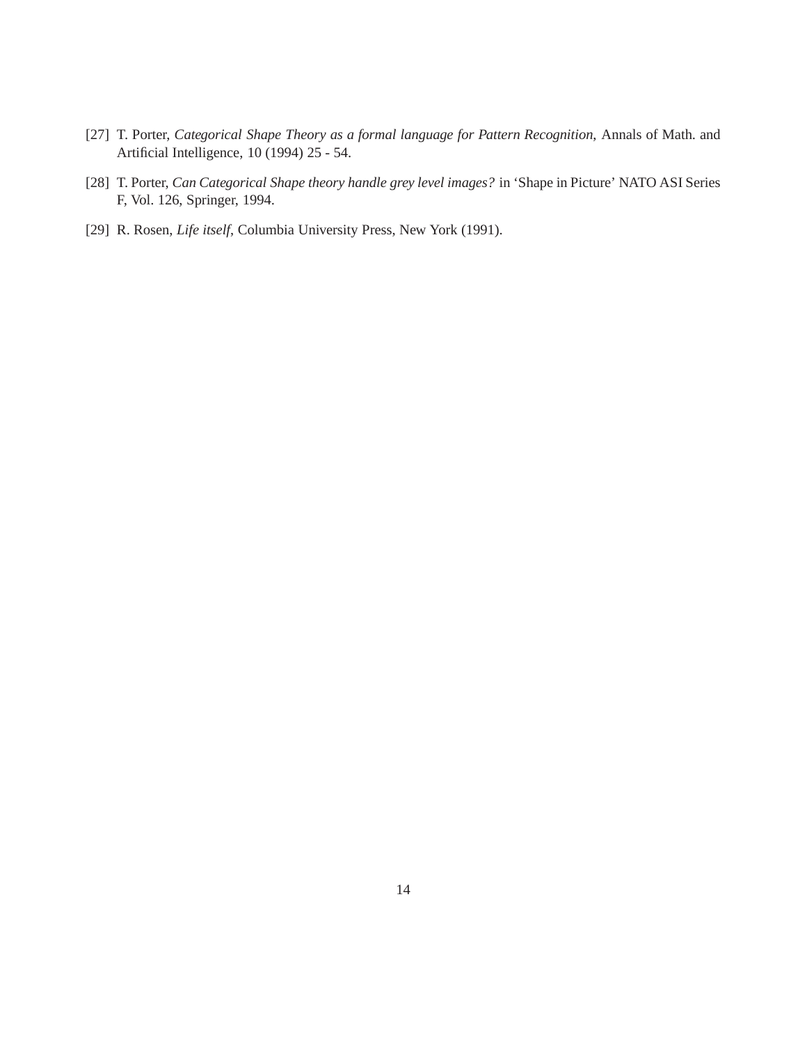[27] T. Porter, *Categorical Shape Theory as a formal language for Pattern Recognition,* Annals of Math. and Artificial Intelligence, 10 (1994) 25 - 54.

[28] T. Porter, *Can Categorical Shape theory handle grey level images?* in 'Shape in Picture' NATO ASI Series F, Vol. 126, Springer, 1994.

[29] R. Rosen, *Life itself*, Columbia University Press, New York (1991).